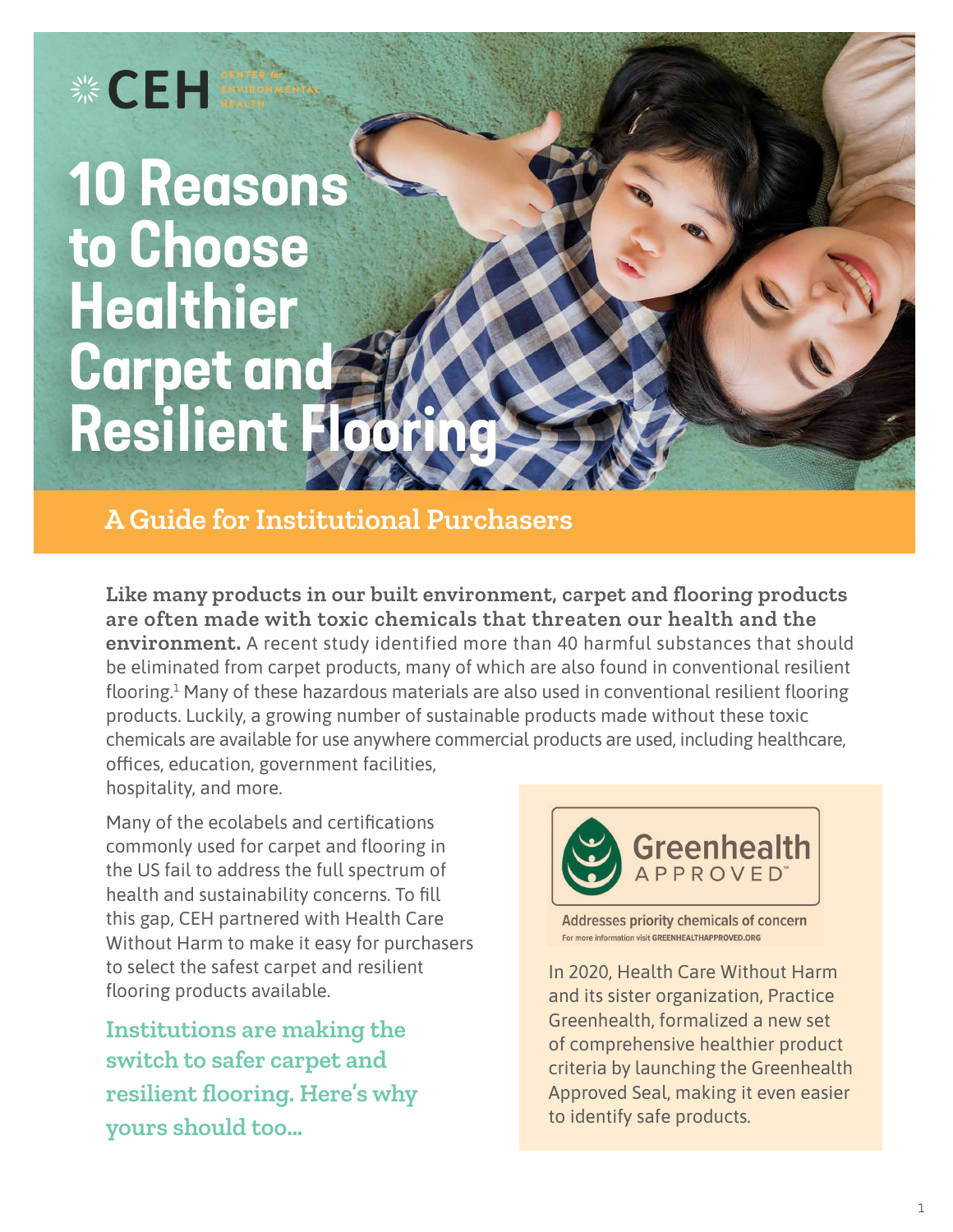CEH CENTER for ENVIRONMENTAL HEALTH

# 10 Reasons to Choose Healthier Carpet and Resilient Flooring

## A Guide for Institutional Purchasers

**Like many products in our built environment, carpet and flooring products are often made with toxic chemicals that threaten our health and the environment.** A recent study identified more than 40 harmful substances that should be eliminated from carpet products, many of which are also found in conventional resilient flooring.[1] Many of these hazardous materials are also used in conventional resilient flooring products. Luckily, a growing number of sustainable products made without these toxic chemicals are available for use anywhere commercial products are used, including healthcare, offices, education, government facilities, hospitality, and more.

Many of the ecolabels and certifications commonly used for carpet and flooring in the US fail to address the full spectrum of health and sustainability concerns. To fill this gap, CEH partnered with Health Care Without Harm to make it easy for purchasers to select the safest carpet and resilient flooring products available.

**Institutions are making the switch to safer carpet and resilient flooring. Here's why yours should too...**

Greenhealth APPROVED™

Addresses priority chemicals of concern

For more information visit GREENHEALTHAPPROVED.ORG

In 2020, Health Care Without Harm and its sister organization, Practice Greenhealth, formalized a new set of comprehensive healthier product criteria by launching the Greenhealth Approved Seal, making it even easier to identify safe products.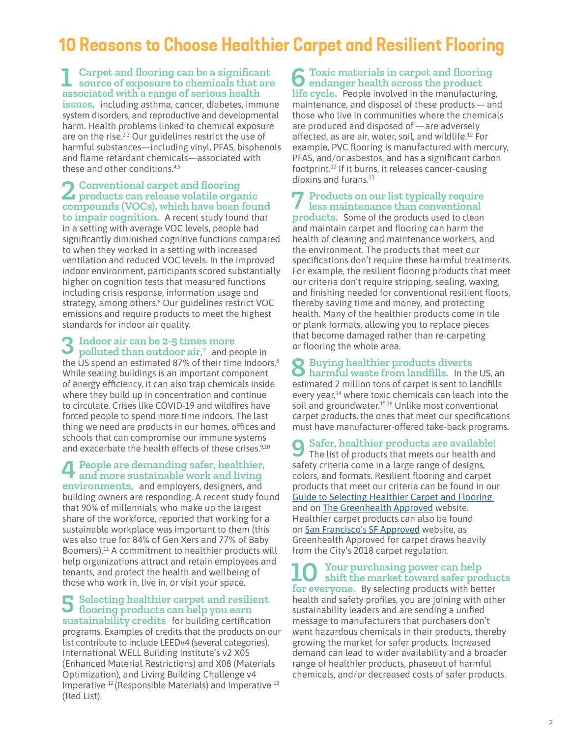# 10 Reasons to Choose Healthier Carpet and Resilient Flooring

**1 Carpet and flooring can be a significant source of exposure to chemicals that are associated with a range of serious health issues,** including asthma, cancer, diabetes, immune system disorders, and reproductive and developmental harm. Health problems linked to chemical exposure are on the rise.[2,3] Our guidelines restrict the use of harmful substances—including vinyl, PFAS, bisphenols and flame retardant chemicals—associated with these and other conditions.[4,5]

**2 Conventional carpet and flooring products can release volatile organic compounds (VOCs), which have been found to impair cognition.** A recent study found that in a setting with average VOC levels, people had significantly diminished cognitive functions compared to when they worked in a setting with increased ventilation and reduced VOC levels. In the improved indoor environment, participants scored substantially higher on cognition tests that measured functions including crisis response, information usage and strategy, among others.[6] Our guidelines restrict VOC emissions and require products to meet the highest standards for indoor air quality.

**3 Indoor air can be 2-5 times more polluted than outdoor air,[7]** and people in the US spend an estimated 87% of their time indoors.[8] While sealing buildings is an important component of energy efficiency, it can also trap chemicals inside where they build up in concentration and continue to circulate. Crises like COVID-19 and wildfires have forced people to spend more time indoors. The last thing we need are products in our homes, offices and schools that can compromise our immune systems and exacerbate the health effects of these crises.[9,10]

**4 People are demanding safer, healthier, and more sustainable work and living environments,** and employers, designers, and building owners are responding. A recent study found that 90% of millennials, who make up the largest share of the workforce, reported that working for a sustainable workplace was important to them (this was also true for 84% of Gen Xers and 77% of Baby Boomers).[11] A commitment to healthier products will help organizations attract and retain employees and tenants, and protect the health and wellbeing of those who work in, live in, or visit your space.

**5 Selecting healthier carpet and resilient flooring products can help you earn sustainability credits** for building certification programs. Examples of credits that the products on our list contribute to include LEEDv4 (several categories), International WELL Building Institute's v2 X05 (Enhanced Material Restrictions) and X08 (Materials Optimization), and Living Building Challenge v4 Imperative 12 (Responsible Materials) and Imperative 13 (Red List).

**6 Toxic materials in carpet and flooring endanger health across the product life cycle.** People involved in the manufacturing, maintenance, and disposal of these products — and those who live in communities where the chemicals are produced and disposed of — are adversely affected, as are air, water, soil, and wildlife.[12] For example, PVC flooring is manufactured with mercury, PFAS, and/or asbestos, and has a significant carbon footprint.[12] If it burns, it releases cancer-causing dioxins and furans.[13]

**7 Products on our list typically require less maintenance than conventional products.** Some of the products used to clean and maintain carpet and flooring can harm the health of cleaning and maintenance workers, and the environment. The products that meet our specifications don't require these harmful treatments. For example, the resilient flooring products that meet our criteria don't require stripping, sealing, waxing, and finishing needed for conventional resilient floors, thereby saving time and money, and protecting health. Many of the healthier products come in tile or plank formats, allowing you to replace pieces that become damaged rather than re-carpeting or flooring the whole area.

**8 Buying healthier products diverts harmful waste from landfills.** In the US, an estimated 2 million tons of carpet is sent to landfills every year,[14] where toxic chemicals can leach into the soil and groundwater.[15,16] Unlike most conventional carpet products, the ones that meet our specifications must have manufacturer-offered take-back programs.

**9 Safer, healthier products are available!** The list of products that meets our health and safety criteria come in a large range of designs, colors, and formats. Resilient flooring and carpet products that meet our criteria can be found in our Guide to Selecting Healthier Carpet and Flooring and on The Greenhealth Approved website. Healthier carpet products can also be found on San Francisco's SF Approved website, as Greenhealth Approved for carpet draws heavily from the City's 2018 carpet regulation.

**10 Your purchasing power can help shift the market toward safer products for everyone.** By selecting products with better health and safety profiles, you are joining with other sustainability leaders and are sending a unified message to manufacturers that purchasers don't want hazardous chemicals in their products, thereby growing the market for safer products. Increased demand can lead to wider availability and a broader range of healthier products, phaseout of harmful chemicals, and/or decreased costs of safer products.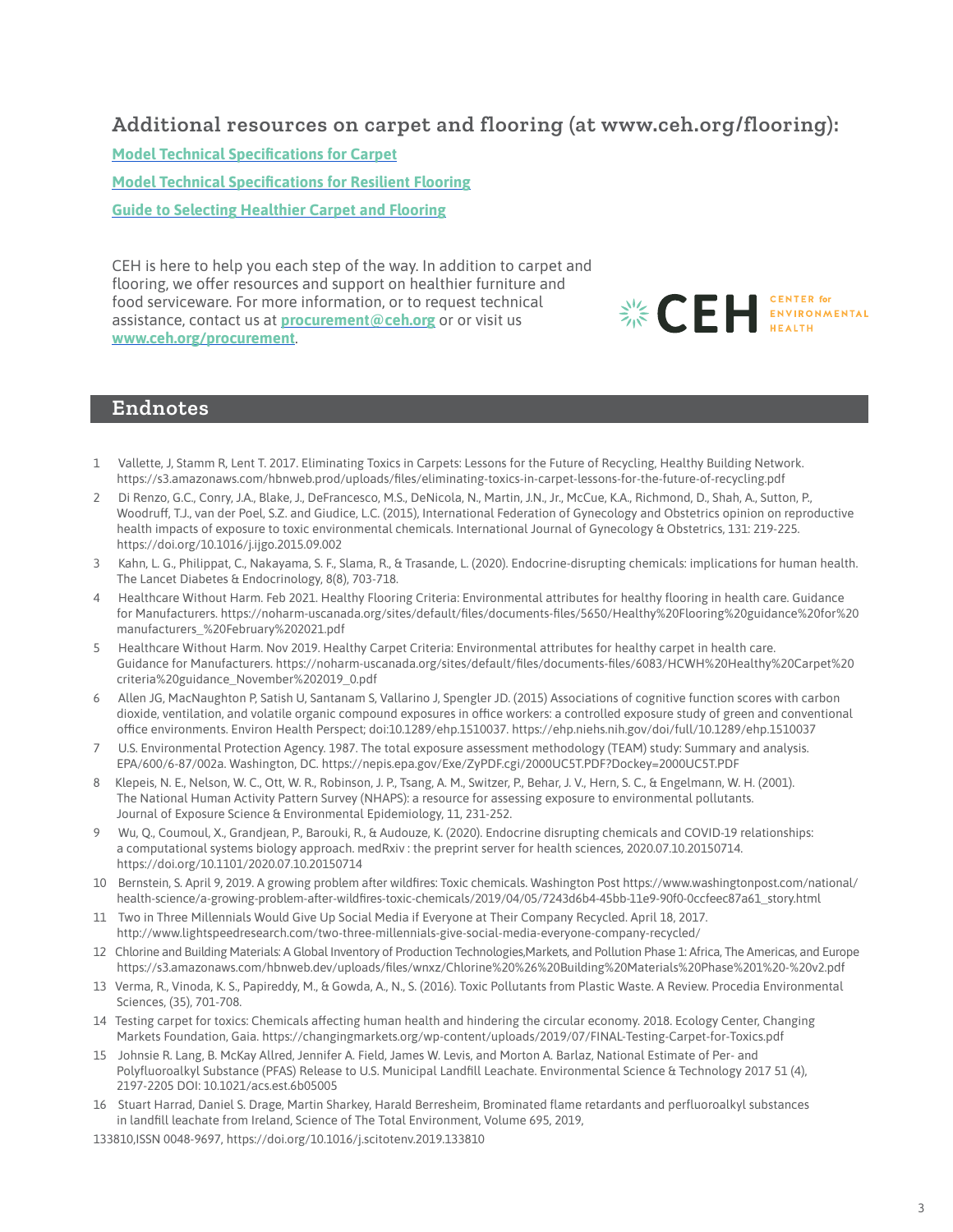## Additional resources on carpet and flooring (at www.ceh.org/flooring):

**Model Technical Specifications for Carpet**

**Model Technical Specifications for Resilient Flooring**

**Guide to Selecting Healthier Carpet and Flooring**

CEH is here to help you each step of the way. In addition to carpet and flooring, we offer resources and support on healthier furniture and food serviceware. For more information, or to request technical assistance, contact us at **procurement@ceh.org** or or visit us **www.ceh.org/procurement**.

CEH CENTER for ENVIRONMENTAL HEALTH

## Endnotes

1. Vallette, J, Stamm R, Lent T. 2017. Eliminating Toxics in Carpets: Lessons for the Future of Recycling, Healthy Building Network. https://s3.amazonaws.com/hbnweb.prod/uploads/files/eliminating-toxics-in-carpet-lessons-for-the-future-of-recycling.pdf
2. Di Renzo, G.C., Conry, J.A., Blake, J., DeFrancesco, M.S., DeNicola, N., Martin, J.N., Jr., McCue, K.A., Richmond, D., Shah, A., Sutton, P., Woodruff, T.J., van der Poel, S.Z. and Giudice, L.C. (2015), International Federation of Gynecology and Obstetrics opinion on reproductive health impacts of exposure to toxic environmental chemicals. International Journal of Gynecology & Obstetrics, 131: 219-225. https://doi.org/10.1016/j.ijgo.2015.09.002
3. Kahn, L. G., Philippat, C., Nakayama, S. F., Slama, R., & Trasande, L. (2020). Endocrine-disrupting chemicals: implications for human health. The Lancet Diabetes & Endocrinology, 8(8), 703-718.
4. Healthcare Without Harm. Feb 2021. Healthy Flooring Criteria: Environmental attributes for healthy flooring in health care. Guidance for Manufacturers. https://noharm-uscanada.org/sites/default/files/documents-files/5650/Healthy%20Flooring%20guidance%20for%20manufacturers_%20February%202021.pdf
5. Healthcare Without Harm. Nov 2019. Healthy Carpet Criteria: Environmental attributes for healthy carpet in health care. Guidance for Manufacturers. https://noharm-uscanada.org/sites/default/files/documents-files/6083/HCWH%20Healthy%20Carpet%20criteria%20guidance_November%202019_0.pdf
6. Allen JG, MacNaughton P, Satish U, Santanam S, Vallarino J, Spengler JD. (2015) Associations of cognitive function scores with carbon dioxide, ventilation, and volatile organic compound exposures in office workers: a controlled exposure study of green and conventional office environments. Environ Health Perspect; doi:10.1289/ehp.1510037. https://ehp.niehs.nih.gov/doi/full/10.1289/ehp.1510037
7. U.S. Environmental Protection Agency. 1987. The total exposure assessment methodology (TEAM) study: Summary and analysis. EPA/600/6-87/002a. Washington, DC. https://nepis.epa.gov/Exe/ZyPDF.cgi/2000UC5T.PDF?Dockey=2000UC5T.PDF
8. Klepeis, N. E., Nelson, W. C., Ott, W. R., Robinson, J. P., Tsang, A. M., Switzer, P., Behar, J. V., Hern, S. C., & Engelmann, W. H. (2001). The National Human Activity Pattern Survey (NHAPS): a resource for assessing exposure to environmental pollutants. Journal of Exposure Science & Environmental Epidemiology, 11, 231-252.
9. Wu, Q., Coumoul, X., Grandjean, P., Barouki, R., & Audouze, K. (2020). Endocrine disrupting chemicals and COVID-19 relationships: a computational systems biology approach. medRxiv : the preprint server for health sciences, 2020.07.10.20150714. https://doi.org/10.1101/2020.07.10.20150714
10. Bernstein, S. April 9, 2019. A growing problem after wildfires: Toxic chemicals. Washington Post https://www.washingtonpost.com/national/health-science/a-growing-problem-after-wildfires-toxic-chemicals/2019/04/05/7243d6b4-45bb-11e9-90f0-0ccfeec87a61_story.html
11. Two in Three Millennials Would Give Up Social Media if Everyone at Their Company Recycled. April 18, 2017. http://www.lightspeedresearch.com/two-three-millennials-give-social-media-everyone-company-recycled/
12. Chlorine and Building Materials: A Global Inventory of Production Technologies,Markets, and Pollution Phase 1: Africa, The Americas, and Europe https://s3.amazonaws.com/hbnweb.dev/uploads/files/wnxz/Chlorine%20%26%20Building%20Materials%20Phase%201%20-%20v2.pdf
13. Verma, R., Vinoda, K. S., Papireddy, M., & Gowda, A., N., S. (2016). Toxic Pollutants from Plastic Waste. A Review. Procedia Environmental Sciences, (35), 701-708.
14. Testing carpet for toxics: Chemicals affecting human health and hindering the circular economy. 2018. Ecology Center, Changing Markets Foundation, Gaia. https://changingmarkets.org/wp-content/uploads/2019/07/FINAL-Testing-Carpet-for-Toxics.pdf
15. Johnsie R. Lang, B. McKay Allred, Jennifer A. Field, James W. Levis, and Morton A. Barlaz, National Estimate of Per- and Polyfluoroalkyl Substance (PFAS) Release to U.S. Municipal Landfill Leachate. Environmental Science & Technology 2017 51 (4), 2197-2205 DOI: 10.1021/acs.est.6b05005
16. Stuart Harrad, Daniel S. Drage, Martin Sharkey, Harald Berresheim, Brominated flame retardants and perfluoroalkyl substances in landfill leachate from Ireland, Science of The Total Environment, Volume 695, 2019, 133810,ISSN 0048-9697, https://doi.org/10.1016/j.scitotenv.2019.133810